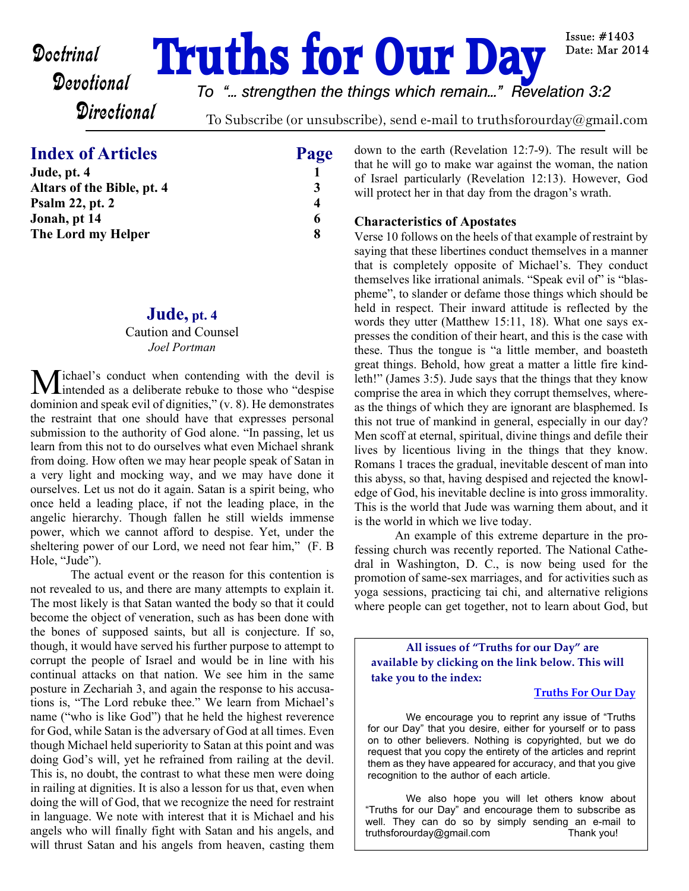Doctrinal
Devotional
Directional

# Truths for Our Day

Issue: #1403
Date: Mar 2014

*To "... strengthen the things which remain..." Revelation 3:2*

To Subscribe (or unsubscribe), send e-mail to truthsforourday@gmail.com

## Index of Articles

| | Page |
|---|---|
| **Jude, pt. 4** | **1** |
| **Altars of the Bible, pt. 4** | **3** |
| **Psalm 22, pt. 2** | **4** |
| **Jonah, pt 14** | **6** |
| **The Lord my Helper** | **8** |

## Jude, pt. 4

Caution and Counsel

*Joel Portman*

Michael's conduct when contending with the devil is intended as a deliberate rebuke to those who "despise dominion and speak evil of dignities," (v. 8). He demonstrates the restraint that one should have that expresses personal submission to the authority of God alone. "In passing, let us learn from this not to do ourselves what even Michael shrank from doing. How often we may hear people speak of Satan in a very light and mocking way, and we may have done it ourselves. Let us not do it again. Satan is a spirit being, who once held a leading place, if not the leading place, in the angelic hierarchy. Though fallen he still wields immense power, which we cannot afford to despise. Yet, under the sheltering power of our Lord, we need not fear him," (F. B Hole, "Jude").

The actual event or the reason for this contention is not revealed to us, and there are many attempts to explain it. The most likely is that Satan wanted the body so that it could become the object of veneration, such as has been done with the bones of supposed saints, but all is conjecture. If so, though, it would have served his further purpose to attempt to corrupt the people of Israel and would be in line with his continual attacks on that nation. We see him in the same posture in Zechariah 3, and again the response to his accusations is, "The Lord rebuke thee." We learn from Michael's name ("who is like God") that he held the highest reverence for God, while Satan is the adversary of God at all times. Even though Michael held superiority to Satan at this point and was doing God's will, yet he refrained from railing at the devil. This is, no doubt, the contrast to what these men were doing in railing at dignities. It is also a lesson for us that, even when doing the will of God, that we recognize the need for restraint in language. We note with interest that it is Michael and his angels who will finally fight with Satan and his angels, and will thrust Satan and his angels from heaven, casting them down to the earth (Revelation 12:7-9). The result will be that he will go to make war against the woman, the nation of Israel particularly (Revelation 12:13). However, God will protect her in that day from the dragon's wrath.

### Characteristics of Apostates

Verse 10 follows on the heels of that example of restraint by saying that these libertines conduct themselves in a manner that is completely opposite of Michael's. They conduct themselves like irrational animals. "Speak evil of" is "blaspheme", to slander or defame those things which should be held in respect. Their inward attitude is reflected by the words they utter (Matthew 15:11, 18). What one says expresses the condition of their heart, and this is the case with these. Thus the tongue is "a little member, and boasteth great things. Behold, how great a matter a little fire kindleth!" (James 3:5). Jude says that the things that they know comprise the area in which they corrupt themselves, whereas the things of which they are ignorant are blasphemed. Is this not true of mankind in general, especially in our day? Men scoff at eternal, spiritual, divine things and defile their lives by licentious living in the things that they know. Romans 1 traces the gradual, inevitable descent of man into this abyss, so that, having despised and rejected the knowledge of God, his inevitable decline is into gross immorality. This is the world that Jude was warning them about, and it is the world in which we live today.

An example of this extreme departure in the professing church was recently reported. The National Cathedral in Washington, D. C., is now being used for the promotion of same-sex marriages, and for activities such as yoga sessions, practicing tai chi, and alternative religions where people can get together, not to learn about God, but

---

**All issues of "Truths for our Day" are available by clicking on the link below. This will take you to the index:**

**Truths For Our Day**

We encourage you to reprint any issue of "Truths for our Day" that you desire, either for yourself or to pass on to other believers. Nothing is copyrighted, but we do request that you copy the entirety of the articles and reprint them as they have appeared for accuracy, and that you give recognition to the author of each article.

We also hope you will let others know about "Truths for our Day" and encourage them to subscribe as well. They can do so by simply sending an e-mail to truthsforourday@gmail.com Thank you!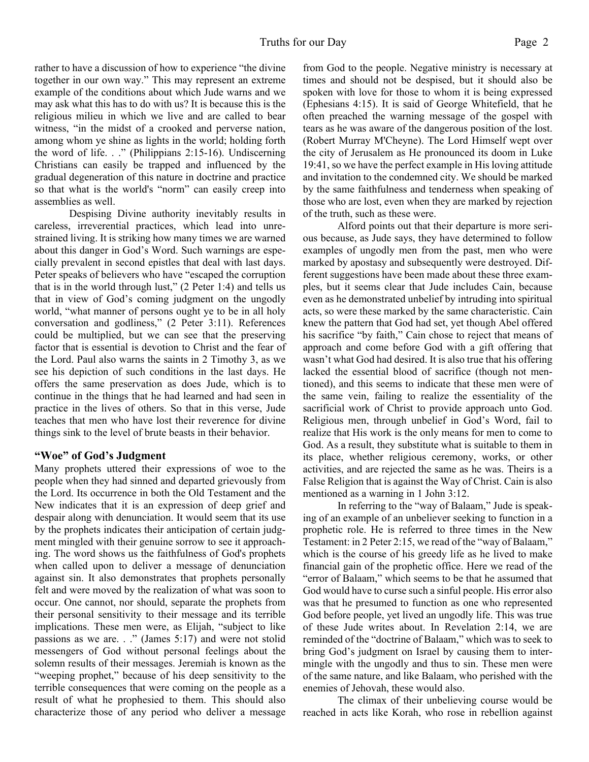rather to have a discussion of how to experience "the divine together in our own way." This may represent an extreme example of the conditions about which Jude warns and we may ask what this has to do with us? It is because this is the religious milieu in which we live and are called to bear witness, "in the midst of a crooked and perverse nation, among whom ye shine as lights in the world; holding forth the word of life. . ." (Philippians 2:15-16). Undiscerning Christians can easily be trapped and influenced by the gradual degeneration of this nature in doctrine and practice so that what is the world's "norm" can easily creep into assemblies as well.

Despising Divine authority inevitably results in careless, irreverential practices, which lead into unrestrained living. It is striking how many times we are warned about this danger in God's Word. Such warnings are especially prevalent in second epistles that deal with last days. Peter speaks of believers who have "escaped the corruption that is in the world through lust," (2 Peter 1:4) and tells us that in view of God's coming judgment on the ungodly world, "what manner of persons ought ye to be in all holy conversation and godliness," (2 Peter 3:11). References could be multiplied, but we can see that the preserving factor that is essential is devotion to Christ and the fear of the Lord. Paul also warns the saints in 2 Timothy 3, as we see his depiction of such conditions in the last days. He offers the same preservation as does Jude, which is to continue in the things that he had learned and had seen in practice in the lives of others. So that in this verse, Jude teaches that men who have lost their reverence for divine things sink to the level of brute beasts in their behavior.

### "Woe" of God's Judgment

Many prophets uttered their expressions of woe to the people when they had sinned and departed grievously from the Lord. Its occurrence in both the Old Testament and the New indicates that it is an expression of deep grief and despair along with denunciation. It would seem that its use by the prophets indicates their anticipation of certain judgment mingled with their genuine sorrow to see it approaching. The word shows us the faithfulness of God's prophets when called upon to deliver a message of denunciation against sin. It also demonstrates that prophets personally felt and were moved by the realization of what was soon to occur. One cannot, nor should, separate the prophets from their personal sensitivity to their message and its terrible implications. These men were, as Elijah, "subject to like passions as we are. . ." (James 5:17) and were not stolid messengers of God without personal feelings about the solemn results of their messages. Jeremiah is known as the "weeping prophet," because of his deep sensitivity to the terrible consequences that were coming on the people as a result of what he prophesied to them. This should also characterize those of any period who deliver a message from God to the people. Negative ministry is necessary at times and should not be despised, but it should also be spoken with love for those to whom it is being expressed (Ephesians 4:15). It is said of George Whitefield, that he often preached the warning message of the gospel with tears as he was aware of the dangerous position of the lost. (Robert Murray M'Cheyne). The Lord Himself wept over the city of Jerusalem as He pronounced its doom in Luke 19:41, so we have the perfect example in His loving attitude and invitation to the condemned city. We should be marked by the same faithfulness and tenderness when speaking of those who are lost, even when they are marked by rejection of the truth, such as these were.

Alford points out that their departure is more serious because, as Jude says, they have determined to follow examples of ungodly men from the past, men who were marked by apostasy and subsequently were destroyed. Different suggestions have been made about these three examples, but it seems clear that Jude includes Cain, because even as he demonstrated unbelief by intruding into spiritual acts, so were these marked by the same characteristic. Cain knew the pattern that God had set, yet though Abel offered his sacrifice "by faith," Cain chose to reject that means of approach and come before God with a gift offering that wasn't what God had desired. It is also true that his offering lacked the essential blood of sacrifice (though not mentioned), and this seems to indicate that these men were of the same vein, failing to realize the essentiality of the sacrificial work of Christ to provide approach unto God. Religious men, through unbelief in God's Word, fail to realize that His work is the only means for men to come to God. As a result, they substitute what is suitable to them in its place, whether religious ceremony, works, or other activities, and are rejected the same as he was. Theirs is a False Religion that is against the Way of Christ. Cain is also mentioned as a warning in 1 John 3:12.

In referring to the "way of Balaam," Jude is speaking of an example of an unbeliever seeking to function in a prophetic role. He is referred to three times in the New Testament: in 2 Peter 2:15, we read of the "way of Balaam," which is the course of his greedy life as he lived to make financial gain of the prophetic office. Here we read of the "error of Balaam," which seems to be that he assumed that God would have to curse such a sinful people. His error also was that he presumed to function as one who represented God before people, yet lived an ungodly life. This was true of these Jude writes about. In Revelation 2:14, we are reminded of the "doctrine of Balaam," which was to seek to bring God's judgment on Israel by causing them to intermingle with the ungodly and thus to sin. These men were of the same nature, and like Balaam, who perished with the enemies of Jehovah, these would also.

The climax of their unbelieving course would be reached in acts like Korah, who rose in rebellion against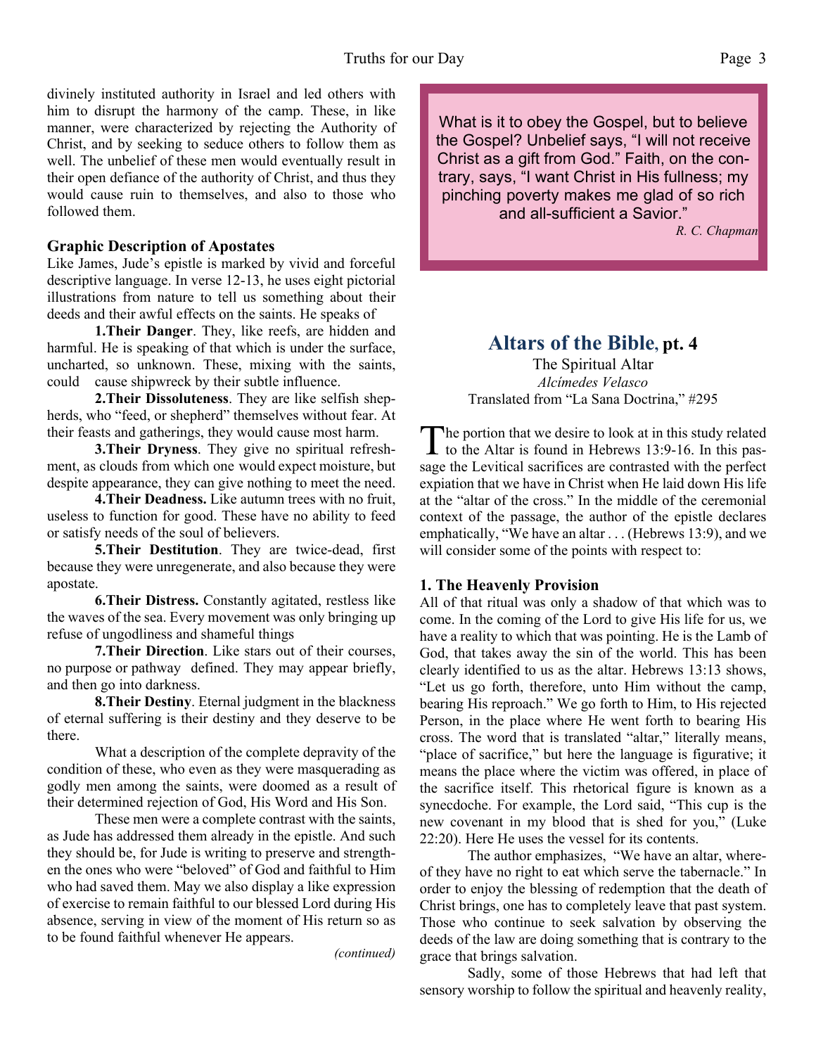divinely instituted authority in Israel and led others with him to disrupt the harmony of the camp. These, in like manner, were characterized by rejecting the Authority of Christ, and by seeking to seduce others to follow them as well. The unbelief of these men would eventually result in their open defiance of the authority of Christ, and thus they would cause ruin to themselves, and also to those who followed them.

### Graphic Description of Apostates

Like James, Jude's epistle is marked by vivid and forceful descriptive language. In verse 12-13, he uses eight pictorial illustrations from nature to tell us something about their deeds and their awful effects on the saints. He speaks of

**1.Their Danger**. They, like reefs, are hidden and harmful. He is speaking of that which is under the surface, uncharted, so unknown. These, mixing with the saints, could cause shipwreck by their subtle influence.

**2.Their Dissoluteness**. They are like selfish shepherds, who "feed, or shepherd" themselves without fear. At their feasts and gatherings, they would cause most harm.

**3.Their Dryness**. They give no spiritual refreshment, as clouds from which one would expect moisture, but despite appearance, they can give nothing to meet the need.

**4.Their Deadness.** Like autumn trees with no fruit, useless to function for good. These have no ability to feed or satisfy needs of the soul of believers.

**5.Their Destitution**. They are twice-dead, first because they were unregenerate, and also because they were apostate.

**6.Their Distress.** Constantly agitated, restless like the waves of the sea. Every movement was only bringing up refuse of ungodliness and shameful things

**7.Their Direction**. Like stars out of their courses, no purpose or pathway defined. They may appear briefly, and then go into darkness.

**8.Their Destiny**. Eternal judgment in the blackness of eternal suffering is their destiny and they deserve to be there.

What a description of the complete depravity of the condition of these, who even as they were masquerading as godly men among the saints, were doomed as a result of their determined rejection of God, His Word and His Son.

These men were a complete contrast with the saints, as Jude has addressed them already in the epistle. And such they should be, for Jude is writing to preserve and strengthen the ones who were "beloved" of God and faithful to Him who had saved them. May we also display a like expression of exercise to remain faithful to our blessed Lord during His absence, serving in view of the moment of His return so as to be found faithful whenever He appears.

*(continued)*

> What is it to obey the Gospel, but to believe the Gospel? Unbelief says, "I will not receive Christ as a gift from God." Faith, on the contrary, says, "I want Christ in His fullness; my pinching poverty makes me glad of so rich and all-sufficient a Savior."
>
> *R. C. Chapman*

## Altars of the Bible, pt. 4

The Spiritual Altar

*Alcimedes Velasco*

Translated from "La Sana Doctrina," #295

The portion that we desire to look at in this study related to the Altar is found in Hebrews 13:9-16. In this passage the Levitical sacrifices are contrasted with the perfect expiation that we have in Christ when He laid down His life at the "altar of the cross." In the middle of the ceremonial context of the passage, the author of the epistle declares emphatically, "We have an altar . . . (Hebrews 13:9), and we will consider some of the points with respect to:

### 1. The Heavenly Provision

All of that ritual was only a shadow of that which was to come. In the coming of the Lord to give His life for us, we have a reality to which that was pointing. He is the Lamb of God, that takes away the sin of the world. This has been clearly identified to us as the altar. Hebrews 13:13 shows, "Let us go forth, therefore, unto Him without the camp, bearing His reproach." We go forth to Him, to His rejected Person, in the place where He went forth to bearing His cross. The word that is translated "altar," literally means, "place of sacrifice," but here the language is figurative; it means the place where the victim was offered, in place of the sacrifice itself. This rhetorical figure is known as a synecdoche. For example, the Lord said, "This cup is the new covenant in my blood that is shed for you," (Luke 22:20). Here He uses the vessel for its contents.

The author emphasizes, "We have an altar, whereof they have no right to eat which serve the tabernacle." In order to enjoy the blessing of redemption that the death of Christ brings, one has to completely leave that past system. Those who continue to seek salvation by observing the deeds of the law are doing something that is contrary to the grace that brings salvation.

Sadly, some of those Hebrews that had left that sensory worship to follow the spiritual and heavenly reality,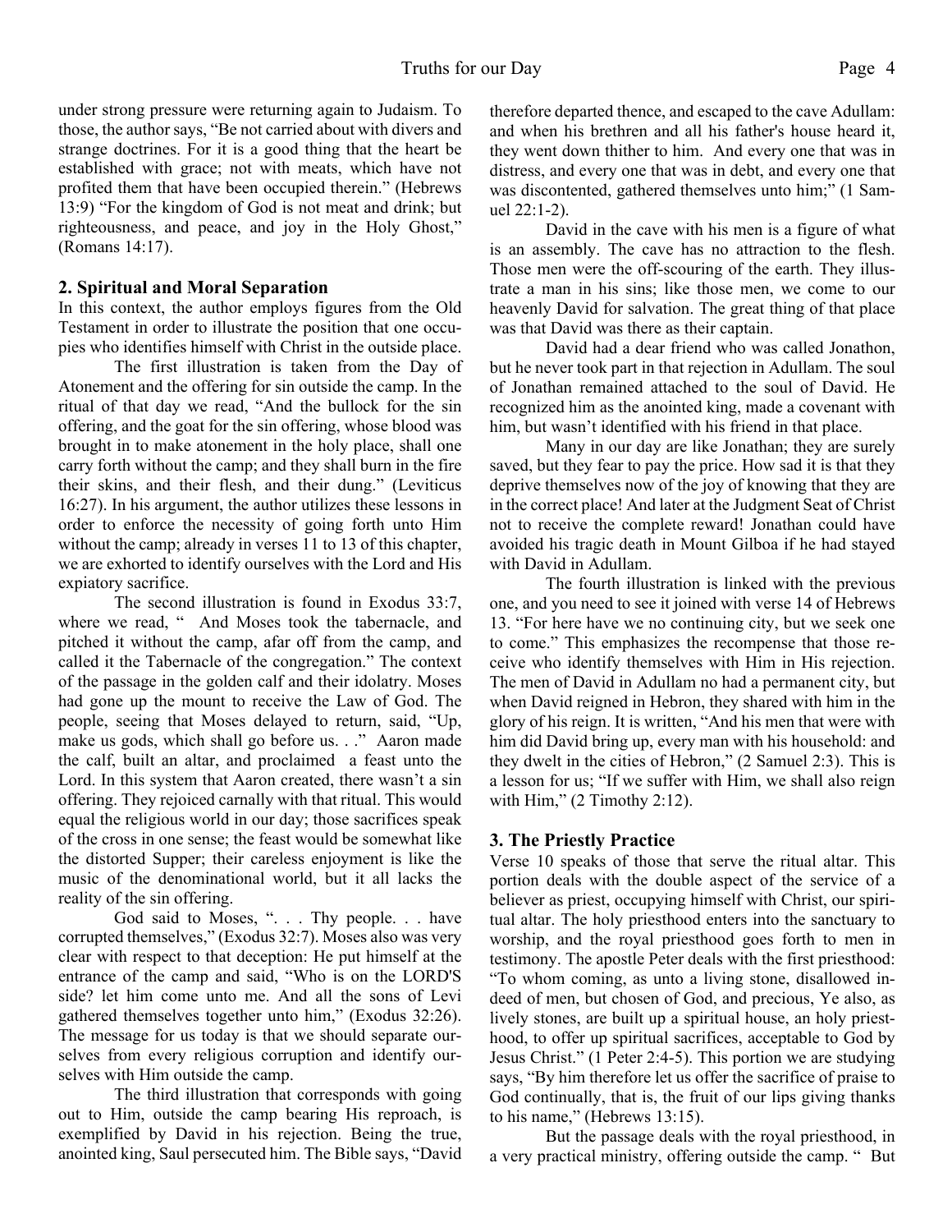under strong pressure were returning again to Judaism. To those, the author says, "Be not carried about with divers and strange doctrines. For it is a good thing that the heart be established with grace; not with meats, which have not profited them that have been occupied therein." (Hebrews 13:9) "For the kingdom of God is not meat and drink; but righteousness, and peace, and joy in the Holy Ghost," (Romans 14:17).

### 2. Spiritual and Moral Separation

In this context, the author employs figures from the Old Testament in order to illustrate the position that one occupies who identifies himself with Christ in the outside place.

The first illustration is taken from the Day of Atonement and the offering for sin outside the camp. In the ritual of that day we read, "And the bullock for the sin offering, and the goat for the sin offering, whose blood was brought in to make atonement in the holy place, shall one carry forth without the camp; and they shall burn in the fire their skins, and their flesh, and their dung." (Leviticus 16:27). In his argument, the author utilizes these lessons in order to enforce the necessity of going forth unto Him without the camp; already in verses 11 to 13 of this chapter, we are exhorted to identify ourselves with the Lord and His expiatory sacrifice.

The second illustration is found in Exodus 33:7, where we read, " And Moses took the tabernacle, and pitched it without the camp, afar off from the camp, and called it the Tabernacle of the congregation." The context of the passage in the golden calf and their idolatry. Moses had gone up the mount to receive the Law of God. The people, seeing that Moses delayed to return, said, "Up, make us gods, which shall go before us. . ." Aaron made the calf, built an altar, and proclaimed a feast unto the Lord. In this system that Aaron created, there wasn't a sin offering. They rejoiced carnally with that ritual. This would equal the religious world in our day; those sacrifices speak of the cross in one sense; the feast would be somewhat like the distorted Supper; their careless enjoyment is like the music of the denominational world, but it all lacks the reality of the sin offering.

God said to Moses, ". . . Thy people. . . have corrupted themselves," (Exodus 32:7). Moses also was very clear with respect to that deception: He put himself at the entrance of the camp and said, "Who is on the LORD'S side? let him come unto me. And all the sons of Levi gathered themselves together unto him," (Exodus 32:26). The message for us today is that we should separate ourselves from every religious corruption and identify ourselves with Him outside the camp.

The third illustration that corresponds with going out to Him, outside the camp bearing His reproach, is exemplified by David in his rejection. Being the true, anointed king, Saul persecuted him. The Bible says, "David therefore departed thence, and escaped to the cave Adullam: and when his brethren and all his father's house heard it, they went down thither to him. And every one that was in distress, and every one that was in debt, and every one that was discontented, gathered themselves unto him;" (1 Samuel 22:1-2).

David in the cave with his men is a figure of what is an assembly. The cave has no attraction to the flesh. Those men were the off-scouring of the earth. They illustrate a man in his sins; like those men, we come to our heavenly David for salvation. The great thing of that place was that David was there as their captain.

David had a dear friend who was called Jonathon, but he never took part in that rejection in Adullam. The soul of Jonathan remained attached to the soul of David. He recognized him as the anointed king, made a covenant with him, but wasn't identified with his friend in that place.

Many in our day are like Jonathan; they are surely saved, but they fear to pay the price. How sad it is that they deprive themselves now of the joy of knowing that they are in the correct place! And later at the Judgment Seat of Christ not to receive the complete reward! Jonathan could have avoided his tragic death in Mount Gilboa if he had stayed with David in Adullam.

The fourth illustration is linked with the previous one, and you need to see it joined with verse 14 of Hebrews 13. "For here have we no continuing city, but we seek one to come." This emphasizes the recompense that those receive who identify themselves with Him in His rejection. The men of David in Adullam no had a permanent city, but when David reigned in Hebron, they shared with him in the glory of his reign. It is written, "And his men that were with him did David bring up, every man with his household: and they dwelt in the cities of Hebron," (2 Samuel 2:3). This is a lesson for us; "If we suffer with Him, we shall also reign with Him," (2 Timothy 2:12).

### 3. The Priestly Practice

Verse 10 speaks of those that serve the ritual altar. This portion deals with the double aspect of the service of a believer as priest, occupying himself with Christ, our spiritual altar. The holy priesthood enters into the sanctuary to worship, and the royal priesthood goes forth to men in testimony. The apostle Peter deals with the first priesthood: "To whom coming, as unto a living stone, disallowed indeed of men, but chosen of God, and precious, Ye also, as lively stones, are built up a spiritual house, an holy priesthood, to offer up spiritual sacrifices, acceptable to God by Jesus Christ." (1 Peter 2:4-5). This portion we are studying says, "By him therefore let us offer the sacrifice of praise to God continually, that is, the fruit of our lips giving thanks to his name," (Hebrews 13:15).

But the passage deals with the royal priesthood, in a very practical ministry, offering outside the camp. " But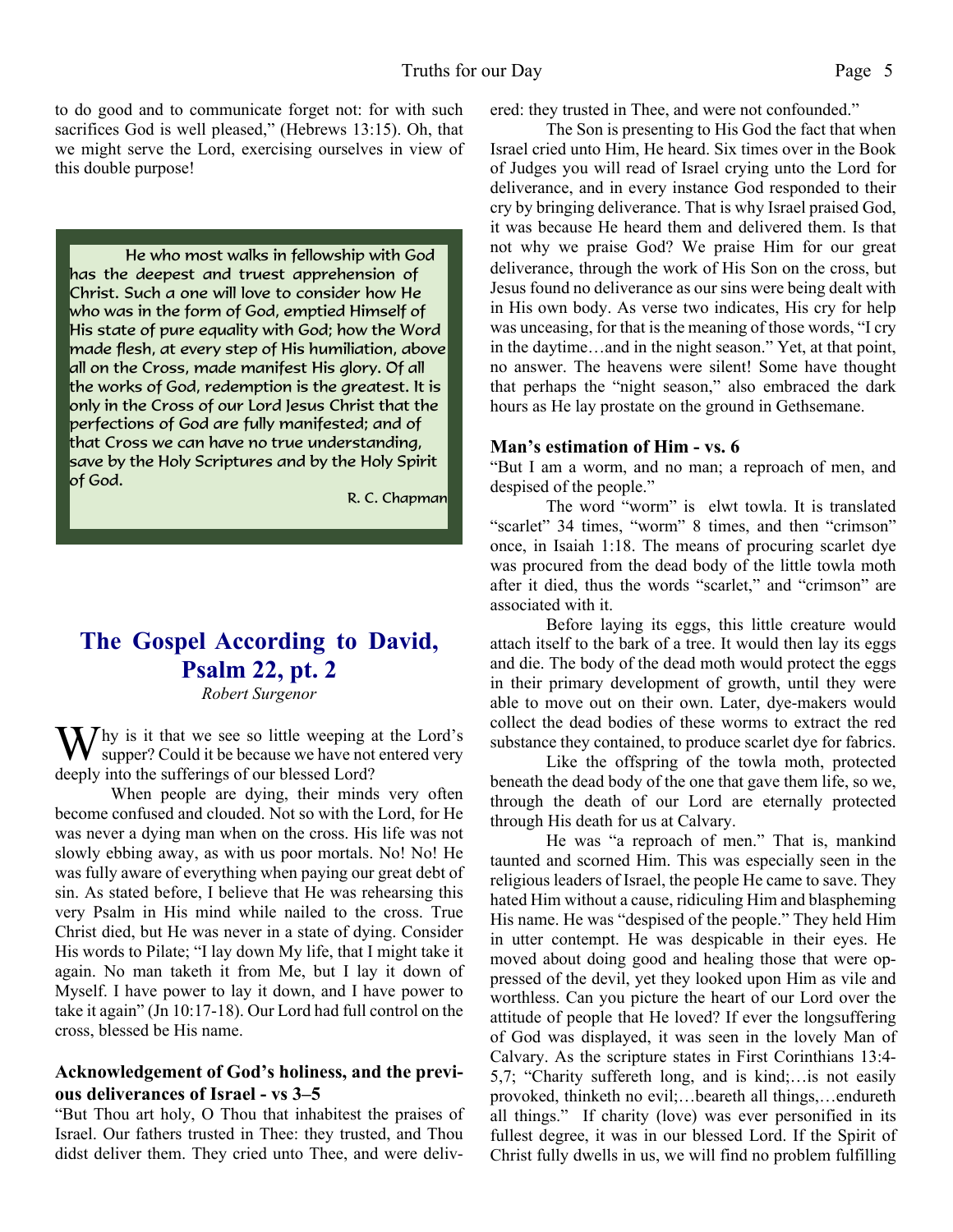to do good and to communicate forget not: for with such sacrifices God is well pleased," (Hebrews 13:15). Oh, that we might serve the Lord, exercising ourselves in view of this double purpose!

> He who most walks in fellowship with God has the deepest and truest apprehension of Christ. Such a one will love to consider how He who was in the form of God, emptied Himself of His state of pure equality with God; how the Word made flesh, at every step of His humiliation, above all on the Cross, made manifest His glory. Of all the works of God, redemption is the greatest. It is only in the Cross of our Lord Jesus Christ that the perfections of God are fully manifested; and of that Cross we can have no true understanding, save by the Holy Scriptures and by the Holy Spirit of God.
>
> R. C. Chapman

# The Gospel According to David, Psalm 22, pt. 2

*Robert Surgenor*

Why is it that we see so little weeping at the Lord's supper? Could it be because we have not entered very deeply into the sufferings of our blessed Lord?

When people are dying, their minds very often become confused and clouded. Not so with the Lord, for He was never a dying man when on the cross. His life was not slowly ebbing away, as with us poor mortals. No! No! He was fully aware of everything when paying our great debt of sin. As stated before, I believe that He was rehearsing this very Psalm in His mind while nailed to the cross. True Christ died, but He was never in a state of dying. Consider His words to Pilate; "I lay down My life, that I might take it again. No man taketh it from Me, but I lay it down of Myself. I have power to lay it down, and I have power to take it again" (Jn 10:17-18). Our Lord had full control on the cross, blessed be His name.

### Acknowledgement of God's holiness, and the previous deliverances of Israel - vs 3–5

"But Thou art holy, O Thou that inhabitest the praises of Israel. Our fathers trusted in Thee: they trusted, and Thou didst deliver them. They cried unto Thee, and were delivered: they trusted in Thee, and were not confounded."

The Son is presenting to His God the fact that when Israel cried unto Him, He heard. Six times over in the Book of Judges you will read of Israel crying unto the Lord for deliverance, and in every instance God responded to their cry by bringing deliverance. That is why Israel praised God, it was because He heard them and delivered them. Is that not why we praise God? We praise Him for our great deliverance, through the work of His Son on the cross, but Jesus found no deliverance as our sins were being dealt with in His own body. As verse two indicates, His cry for help was unceasing, for that is the meaning of those words, "I cry in the daytime…and in the night season." Yet, at that point, no answer. The heavens were silent! Some have thought that perhaps the "night season," also embraced the dark hours as He lay prostate on the ground in Gethsemane.

### Man's estimation of Him - vs. 6

"But I am a worm, and no man; a reproach of men, and despised of the people."

The word "worm" is elwt towla. It is translated "scarlet" 34 times, "worm" 8 times, and then "crimson" once, in Isaiah 1:18. The means of procuring scarlet dye was procured from the dead body of the little towla moth after it died, thus the words "scarlet," and "crimson" are associated with it.

Before laying its eggs, this little creature would attach itself to the bark of a tree. It would then lay its eggs and die. The body of the dead moth would protect the eggs in their primary development of growth, until they were able to move out on their own. Later, dye-makers would collect the dead bodies of these worms to extract the red substance they contained, to produce scarlet dye for fabrics.

Like the offspring of the towla moth, protected beneath the dead body of the one that gave them life, so we, through the death of our Lord are eternally protected through His death for us at Calvary.

He was "a reproach of men." That is, mankind taunted and scorned Him. This was especially seen in the religious leaders of Israel, the people He came to save. They hated Him without a cause, ridiculing Him and blaspheming His name. He was "despised of the people." They held Him in utter contempt. He was despicable in their eyes. He moved about doing good and healing those that were oppressed of the devil, yet they looked upon Him as vile and worthless. Can you picture the heart of our Lord over the attitude of people that He loved? If ever the longsuffering of God was displayed, it was seen in the lovely Man of Calvary. As the scripture states in First Corinthians 13:4-5,7; "Charity suffereth long, and is kind;…is not easily provoked, thinketh no evil;…beareth all things,…endureth all things." If charity (love) was ever personified in its fullest degree, it was in our blessed Lord. If the Spirit of Christ fully dwells in us, we will find no problem fulfilling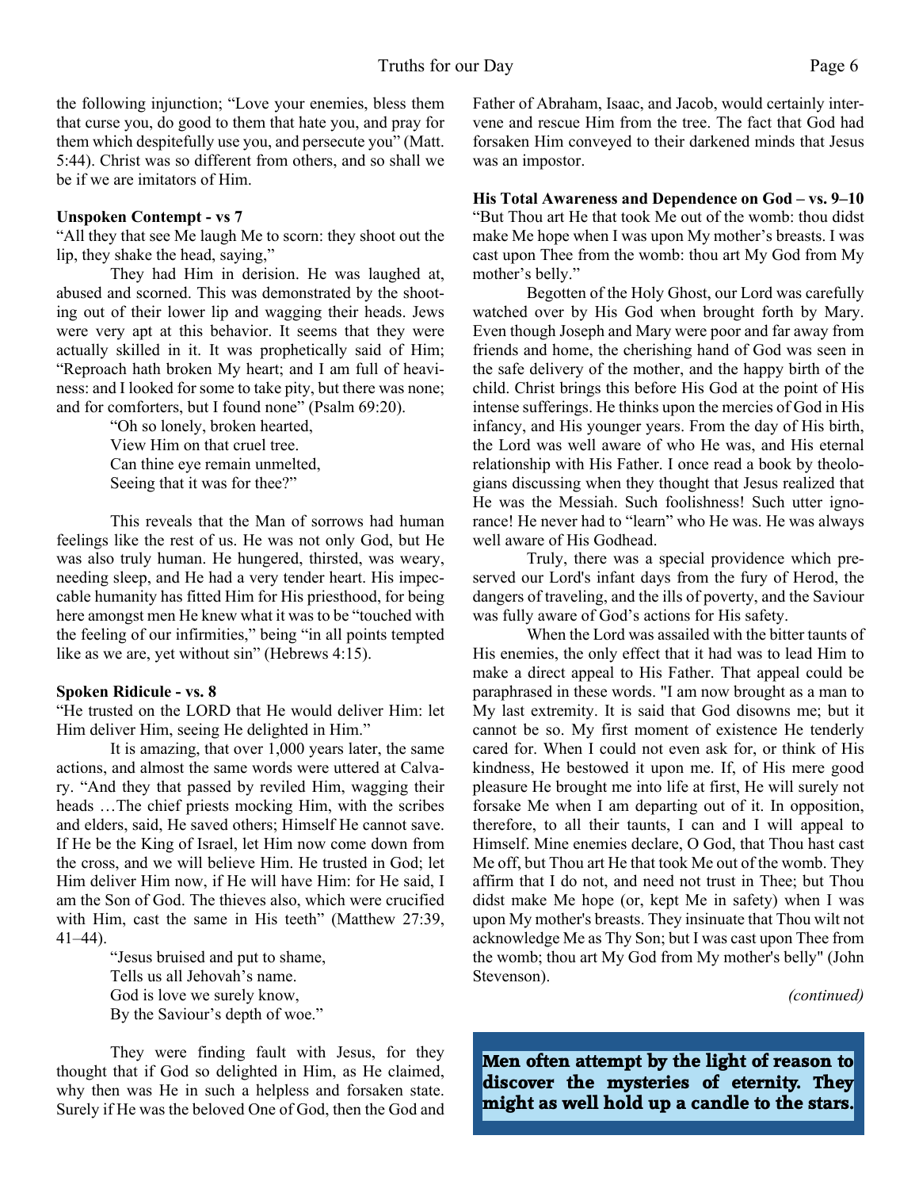the following injunction; "Love your enemies, bless them that curse you, do good to them that hate you, and pray for them which despitefully use you, and persecute you" (Matt. 5:44). Christ was so different from others, and so shall we be if we are imitators of Him.

**Unspoken Contempt - vs 7**

"All they that see Me laugh Me to scorn: they shoot out the lip, they shake the head, saying,"

They had Him in derision. He was laughed at, abused and scorned. This was demonstrated by the shooting out of their lower lip and wagging their heads. Jews were very apt at this behavior. It seems that they were actually skilled in it. It was prophetically said of Him; "Reproach hath broken My heart; and I am full of heaviness: and I looked for some to take pity, but there was none; and for comforters, but I found none" (Psalm 69:20).

> "Oh so lonely, broken hearted,
> View Him on that cruel tree.
> Can thine eye remain unmelted,
> Seeing that it was for thee?"

This reveals that the Man of sorrows had human feelings like the rest of us. He was not only God, but He was also truly human. He hungered, thirsted, was weary, needing sleep, and He had a very tender heart. His impeccable humanity has fitted Him for His priesthood, for being here amongst men He knew what it was to be "touched with the feeling of our infirmities," being "in all points tempted like as we are, yet without sin" (Hebrews 4:15).

**Spoken Ridicule - vs. 8**

"He trusted on the LORD that He would deliver Him: let Him deliver Him, seeing He delighted in Him."

It is amazing, that over 1,000 years later, the same actions, and almost the same words were uttered at Calvary. "And they that passed by reviled Him, wagging their heads …The chief priests mocking Him, with the scribes and elders, said, He saved others; Himself He cannot save. If He be the King of Israel, let Him now come down from the cross, and we will believe Him. He trusted in God; let Him deliver Him now, if He will have Him: for He said, I am the Son of God. The thieves also, which were crucified with Him, cast the same in His teeth" (Matthew 27:39, 41–44).

> "Jesus bruised and put to shame,
> Tells us all Jehovah's name.
> God is love we surely know,
> By the Saviour's depth of woe."

They were finding fault with Jesus, for they thought that if God so delighted in Him, as He claimed, why then was He in such a helpless and forsaken state. Surely if He was the beloved One of God, then the God and Father of Abraham, Isaac, and Jacob, would certainly intervene and rescue Him from the tree. The fact that God had forsaken Him conveyed to their darkened minds that Jesus was an impostor.

**His Total Awareness and Dependence on God – vs. 9–10**

"But Thou art He that took Me out of the womb: thou didst make Me hope when I was upon My mother's breasts. I was cast upon Thee from the womb: thou art My God from My mother's belly."

Begotten of the Holy Ghost, our Lord was carefully watched over by His God when brought forth by Mary. Even though Joseph and Mary were poor and far away from friends and home, the cherishing hand of God was seen in the safe delivery of the mother, and the happy birth of the child. Christ brings this before His God at the point of His intense sufferings. He thinks upon the mercies of God in His infancy, and His younger years. From the day of His birth, the Lord was well aware of who He was, and His eternal relationship with His Father. I once read a book by theologians discussing when they thought that Jesus realized that He was the Messiah. Such foolishness! Such utter ignorance! He never had to "learn" who He was. He was always well aware of His Godhead.

Truly, there was a special providence which preserved our Lord's infant days from the fury of Herod, the dangers of traveling, and the ills of poverty, and the Saviour was fully aware of God's actions for His safety.

When the Lord was assailed with the bitter taunts of His enemies, the only effect that it had was to lead Him to make a direct appeal to His Father. That appeal could be paraphrased in these words. "I am now brought as a man to My last extremity. It is said that God disowns me; but it cannot be so. My first moment of existence He tenderly cared for. When I could not even ask for, or think of His kindness, He bestowed it upon me. If, of His mere good pleasure He brought me into life at first, He will surely not forsake Me when I am departing out of it. In opposition, therefore, to all their taunts, I can and I will appeal to Himself. Mine enemies declare, O God, that Thou hast cast Me off, but Thou art He that took Me out of the womb. They affirm that I do not, and need not trust in Thee; but Thou didst make Me hope (or, kept Me in safety) when I was upon My mother's breasts. They insinuate that Thou wilt not acknowledge Me as Thy Son; but I was cast upon Thee from the womb; thou art My God from My mother's belly" (John Stevenson).

*(continued)*

**Men often attempt by the light of reason to discover the mysteries of eternity. They might as well hold up a candle to the stars.**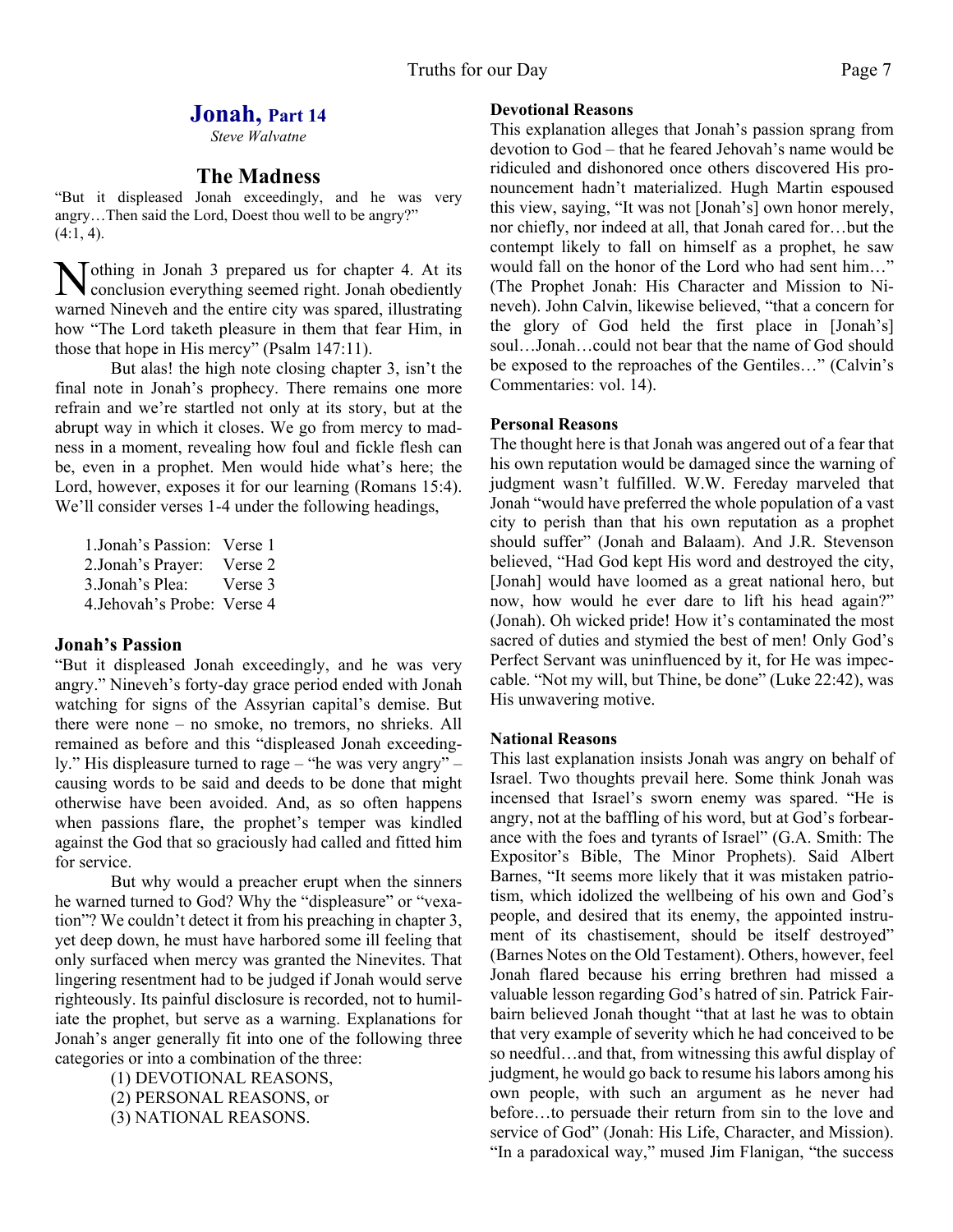## Jonah, Part 14

*Steve Walvatne*

### The Madness

"But it displeased Jonah exceedingly, and he was very angry…Then said the Lord, Doest thou well to be angry?" (4:1, 4).

Nothing in Jonah 3 prepared us for chapter 4. At its conclusion everything seemed right. Jonah obediently warned Nineveh and the entire city was spared, illustrating how "The Lord taketh pleasure in them that fear Him, in those that hope in His mercy" (Psalm 147:11).

But alas! the high note closing chapter 3, isn't the final note in Jonah's prophecy. There remains one more refrain and we're startled not only at its story, but at the abrupt way in which it closes. We go from mercy to madness in a moment, revealing how foul and fickle flesh can be, even in a prophet. Men would hide what's here; the Lord, however, exposes it for our learning (Romans 15:4). We'll consider verses 1-4 under the following headings,

1. Jonah's Passion: Verse 1
2. Jonah's Prayer: Verse 2
3. Jonah's Plea: Verse 3
4. Jehovah's Probe: Verse 4

#### Jonah's Passion

"But it displeased Jonah exceedingly, and he was very angry." Nineveh's forty-day grace period ended with Jonah watching for signs of the Assyrian capital's demise. But there were none – no smoke, no tremors, no shrieks. All remained as before and this "displeased Jonah exceedingly." His displeasure turned to rage – "he was very angry" – causing words to be said and deeds to be done that might otherwise have been avoided. And, as so often happens when passions flare, the prophet's temper was kindled against the God that so graciously had called and fitted him for service.

But why would a preacher erupt when the sinners he warned turned to God? Why the "displeasure" or "vexation"? We couldn't detect it from his preaching in chapter 3, yet deep down, he must have harbored some ill feeling that only surfaced when mercy was granted the Ninevites. That lingering resentment had to be judged if Jonah would serve righteously. Its painful disclosure is recorded, not to humiliate the prophet, but serve as a warning. Explanations for Jonah's anger generally fit into one of the following three categories or into a combination of the three:

(1) DEVOTIONAL REASONS,
(2) PERSONAL REASONS, or
(3) NATIONAL REASONS.

#### Devotional Reasons

This explanation alleges that Jonah's passion sprang from devotion to God – that he feared Jehovah's name would be ridiculed and dishonored once others discovered His pronouncement hadn't materialized. Hugh Martin espoused this view, saying, "It was not [Jonah's] own honor merely, nor chiefly, nor indeed at all, that Jonah cared for…but the contempt likely to fall on himself as a prophet, he saw would fall on the honor of the Lord who had sent him…" (The Prophet Jonah: His Character and Mission to Nineveh). John Calvin, likewise believed, "that a concern for the glory of God held the first place in [Jonah's] soul…Jonah…could not bear that the name of God should be exposed to the reproaches of the Gentiles…" (Calvin's Commentaries: vol. 14).

#### Personal Reasons

The thought here is that Jonah was angered out of a fear that his own reputation would be damaged since the warning of judgment wasn't fulfilled. W.W. Fereday marveled that Jonah "would have preferred the whole population of a vast city to perish than that his own reputation as a prophet should suffer" (Jonah and Balaam). And J.R. Stevenson believed, "Had God kept His word and destroyed the city, [Jonah] would have loomed as a great national hero, but now, how would he ever dare to lift his head again?" (Jonah). Oh wicked pride! How it's contaminated the most sacred of duties and stymied the best of men! Only God's Perfect Servant was uninfluenced by it, for He was impeccable. "Not my will, but Thine, be done" (Luke 22:42), was His unwavering motive.

#### National Reasons

This last explanation insists Jonah was angry on behalf of Israel. Two thoughts prevail here. Some think Jonah was incensed that Israel's sworn enemy was spared. "He is angry, not at the baffling of his word, but at God's forbearance with the foes and tyrants of Israel" (G.A. Smith: The Expositor's Bible, The Minor Prophets). Said Albert Barnes, "It seems more likely that it was mistaken patriotism, which idolized the wellbeing of his own and God's people, and desired that its enemy, the appointed instrument of its chastisement, should be itself destroyed" (Barnes Notes on the Old Testament). Others, however, feel Jonah flared because his erring brethren had missed a valuable lesson regarding God's hatred of sin. Patrick Fairbairn believed Jonah thought "that at last he was to obtain that very example of severity which he had conceived to be so needful…and that, from witnessing this awful display of judgment, he would go back to resume his labors among his own people, with such an argument as he never had before…to persuade their return from sin to the love and service of God" (Jonah: His Life, Character, and Mission). "In a paradoxical way," mused Jim Flanigan, "the success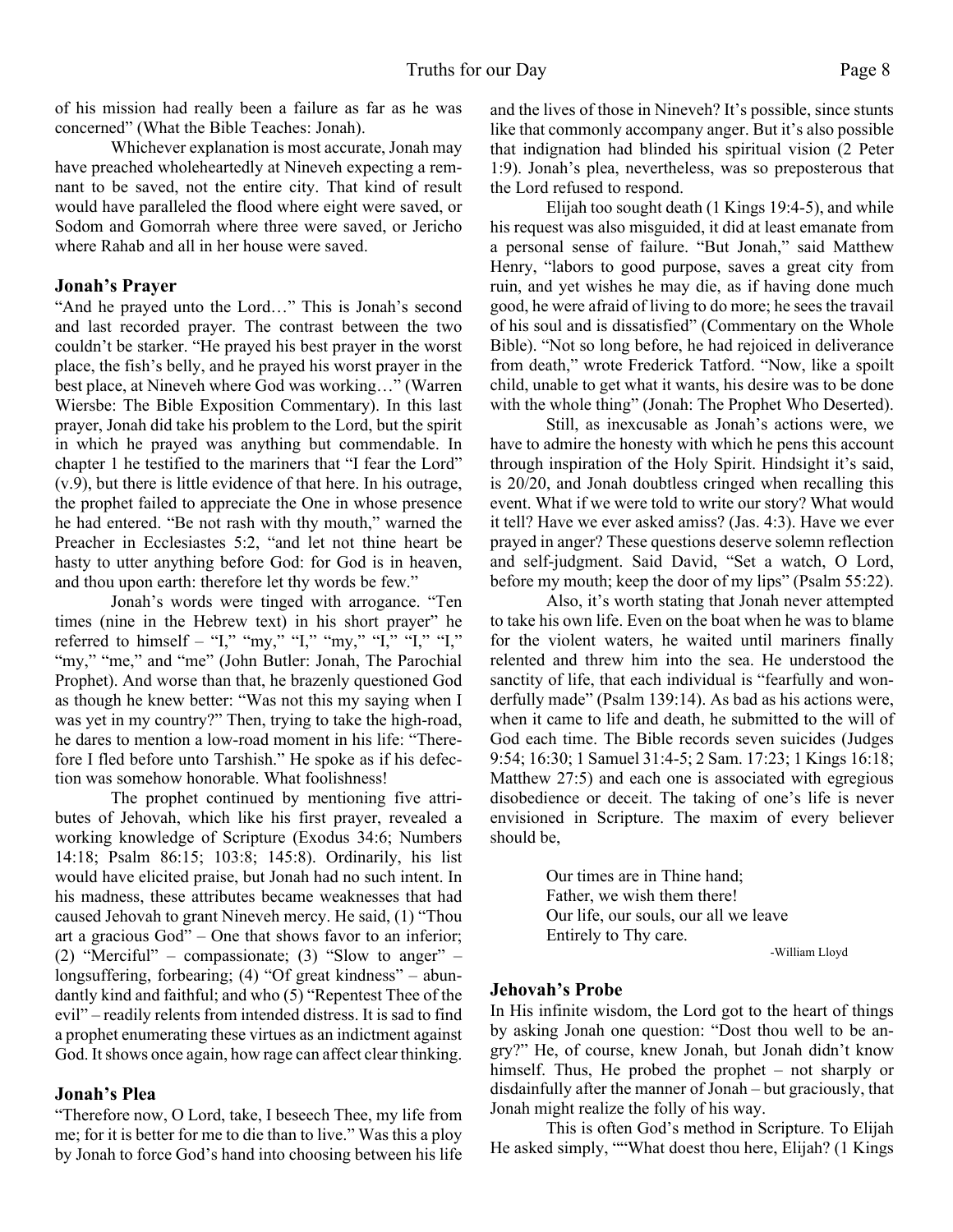of his mission had really been a failure as far as he was concerned" (What the Bible Teaches: Jonah).

Whichever explanation is most accurate, Jonah may have preached wholeheartedly at Nineveh expecting a remnant to be saved, not the entire city. That kind of result would have paralleled the flood where eight were saved, or Sodom and Gomorrah where three were saved, or Jericho where Rahab and all in her house were saved.

### Jonah's Prayer

"And he prayed unto the Lord…" This is Jonah's second and last recorded prayer. The contrast between the two couldn't be starker. "He prayed his best prayer in the worst place, the fish's belly, and he prayed his worst prayer in the best place, at Nineveh where God was working…" (Warren Wiersbe: The Bible Exposition Commentary). In this last prayer, Jonah did take his problem to the Lord, but the spirit in which he prayed was anything but commendable. In chapter 1 he testified to the mariners that "I fear the Lord" (v.9), but there is little evidence of that here. In his outrage, the prophet failed to appreciate the One in whose presence he had entered. "Be not rash with thy mouth," warned the Preacher in Ecclesiastes 5:2, "and let not thine heart be hasty to utter anything before God: for God is in heaven, and thou upon earth: therefore let thy words be few."

Jonah's words were tinged with arrogance. "Ten times (nine in the Hebrew text) in his short prayer" he referred to himself – "I," "my," "I," "my," "I," "I," "I," "my," "me," and "me" (John Butler: Jonah, The Parochial Prophet). And worse than that, he brazenly questioned God as though he knew better: "Was not this my saying when I was yet in my country?" Then, trying to take the high-road, he dares to mention a low-road moment in his life: "Therefore I fled before unto Tarshish." He spoke as if his defection was somehow honorable. What foolishness!

The prophet continued by mentioning five attributes of Jehovah, which like his first prayer, revealed a working knowledge of Scripture (Exodus 34:6; Numbers 14:18; Psalm 86:15; 103:8; 145:8). Ordinarily, his list would have elicited praise, but Jonah had no such intent. In his madness, these attributes became weaknesses that had caused Jehovah to grant Nineveh mercy. He said, (1) "Thou art a gracious God" – One that shows favor to an inferior; (2) "Merciful" – compassionate; (3) "Slow to anger" – longsuffering, forbearing; (4) "Of great kindness" – abundantly kind and faithful; and who (5) "Repentest Thee of the evil" – readily relents from intended distress. It is sad to find a prophet enumerating these virtues as an indictment against God. It shows once again, how rage can affect clear thinking.

### Jonah's Plea

"Therefore now, O Lord, take, I beseech Thee, my life from me; for it is better for me to die than to live." Was this a ploy by Jonah to force God's hand into choosing between his life and the lives of those in Nineveh? It's possible, since stunts like that commonly accompany anger. But it's also possible that indignation had blinded his spiritual vision (2 Peter 1:9). Jonah's plea, nevertheless, was so preposterous that the Lord refused to respond.

Elijah too sought death (1 Kings 19:4-5), and while his request was also misguided, it did at least emanate from a personal sense of failure. "But Jonah," said Matthew Henry, "labors to good purpose, saves a great city from ruin, and yet wishes he may die, as if having done much good, he were afraid of living to do more; he sees the travail of his soul and is dissatisfied" (Commentary on the Whole Bible). "Not so long before, he had rejoiced in deliverance from death," wrote Frederick Tatford. "Now, like a spoilt child, unable to get what it wants, his desire was to be done with the whole thing" (Jonah: The Prophet Who Deserted).

Still, as inexcusable as Jonah's actions were, we have to admire the honesty with which he pens this account through inspiration of the Holy Spirit. Hindsight it's said, is 20/20, and Jonah doubtless cringed when recalling this event. What if we were told to write our story? What would it tell? Have we ever asked amiss? (Jas. 4:3). Have we ever prayed in anger? These questions deserve solemn reflection and self-judgment. Said David, "Set a watch, O Lord, before my mouth; keep the door of my lips" (Psalm 55:22).

Also, it's worth stating that Jonah never attempted to take his own life. Even on the boat when he was to blame for the violent waters, he waited until mariners finally relented and threw him into the sea. He understood the sanctity of life, that each individual is "fearfully and wonderfully made" (Psalm 139:14). As bad as his actions were, when it came to life and death, he submitted to the will of God each time. The Bible records seven suicides (Judges 9:54; 16:30; 1 Samuel 31:4-5; 2 Sam. 17:23; 1 Kings 16:18; Matthew 27:5) and each one is associated with egregious disobedience or deceit. The taking of one's life is never envisioned in Scripture. The maxim of every believer should be,

> Our times are in Thine hand;
> Father, we wish them there!
> Our life, our souls, our all we leave
> Entirely to Thy care.
>
> -William Lloyd

### Jehovah's Probe

In His infinite wisdom, the Lord got to the heart of things by asking Jonah one question: "Dost thou well to be angry?" He, of course, knew Jonah, but Jonah didn't know himself. Thus, He probed the prophet – not sharply or disdainfully after the manner of Jonah – but graciously, that Jonah might realize the folly of his way.

This is often God's method in Scripture. To Elijah He asked simply, ""What doest thou here, Elijah? (1 Kings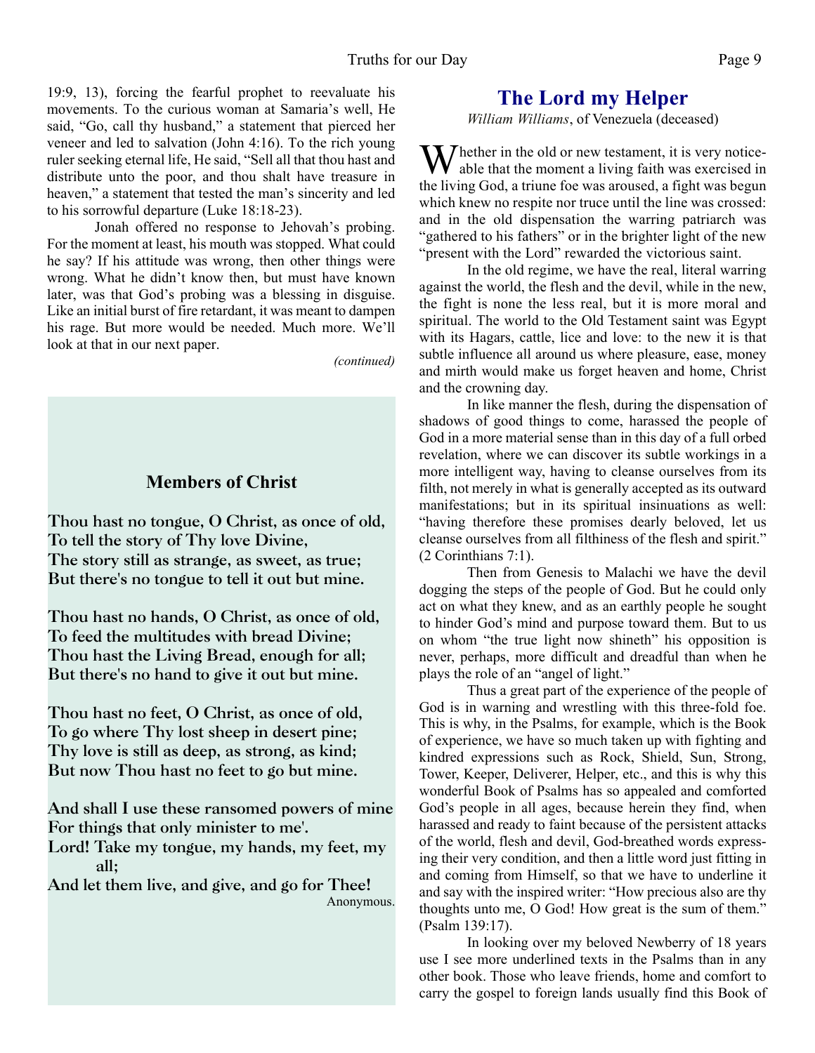19:9, 13), forcing the fearful prophet to reevaluate his movements. To the curious woman at Samaria's well, He said, "Go, call thy husband," a statement that pierced her veneer and led to salvation (John 4:16). To the rich young ruler seeking eternal life, He said, "Sell all that thou hast and distribute unto the poor, and thou shalt have treasure in heaven," a statement that tested the man's sincerity and led to his sorrowful departure (Luke 18:18-23).

Jonah offered no response to Jehovah's probing. For the moment at least, his mouth was stopped. What could he say? If his attitude was wrong, then other things were wrong. What he didn't know then, but must have known later, was that God's probing was a blessing in disguise. Like an initial burst of fire retardant, it was meant to dampen his rage. But more would be needed. Much more. We'll look at that in our next paper.

*(continued)*

### Members of Christ

**Thou hast no tongue, O Christ, as once of old,**
**To tell the story of Thy love Divine,**
**The story still as strange, as sweet, as true;**
**But there's no tongue to tell it out but mine.**

**Thou hast no hands, O Christ, as once of old,**
**To feed the multitudes with bread Divine;**
**Thou hast the Living Bread, enough for all;**
**But there's no hand to give it out but mine.**

**Thou hast no feet, O Christ, as once of old,**
**To go where Thy lost sheep in desert pine;**
**Thy love is still as deep, as strong, as kind;**
**But now Thou hast no feet to go but mine.**

**And shall I use these ransomed powers of mine**
**For things that only minister to me'.**
**Lord! Take my tongue, my hands, my feet, my all;**
**And let them live, and give, and go for Thee!**

Anonymous.

## The Lord my Helper

*William Williams*, of Venezuela (deceased)

Whether in the old or new testament, it is very noticeable that the moment a living faith was exercised in the living God, a triune foe was aroused, a fight was begun which knew no respite nor truce until the line was crossed: and in the old dispensation the warring patriarch was "gathered to his fathers" or in the brighter light of the new "present with the Lord" rewarded the victorious saint.

In the old regime, we have the real, literal warring against the world, the flesh and the devil, while in the new, the fight is none the less real, but it is more moral and spiritual. The world to the Old Testament saint was Egypt with its Hagars, cattle, lice and love: to the new it is that subtle influence all around us where pleasure, ease, money and mirth would make us forget heaven and home, Christ and the crowning day.

In like manner the flesh, during the dispensation of shadows of good things to come, harassed the people of God in a more material sense than in this day of a full orbed revelation, where we can discover its subtle workings in a more intelligent way, having to cleanse ourselves from its filth, not merely in what is generally accepted as its outward manifestations; but in its spiritual insinuations as well: "having therefore these promises dearly beloved, let us cleanse ourselves from all filthiness of the flesh and spirit." (2 Corinthians 7:1).

Then from Genesis to Malachi we have the devil dogging the steps of the people of God. But he could only act on what they knew, and as an earthly people he sought to hinder God's mind and purpose toward them. But to us on whom "the true light now shineth" his opposition is never, perhaps, more difficult and dreadful than when he plays the role of an "angel of light."

Thus a great part of the experience of the people of God is in warning and wrestling with this three-fold foe. This is why, in the Psalms, for example, which is the Book of experience, we have so much taken up with fighting and kindred expressions such as Rock, Shield, Sun, Strong, Tower, Keeper, Deliverer, Helper, etc., and this is why this wonderful Book of Psalms has so appealed and comforted God's people in all ages, because herein they find, when harassed and ready to faint because of the persistent attacks of the world, flesh and devil, God-breathed words expressing their very condition, and then a little word just fitting in and coming from Himself, so that we have to underline it and say with the inspired writer: "How precious also are thy thoughts unto me, O God! How great is the sum of them." (Psalm 139:17).

In looking over my beloved Newberry of 18 years use I see more underlined texts in the Psalms than in any other book. Those who leave friends, home and comfort to carry the gospel to foreign lands usually find this Book of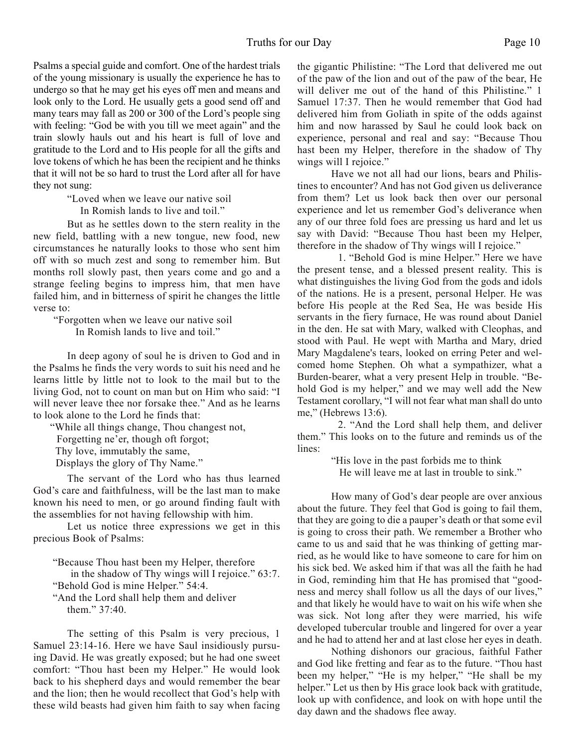Psalms a special guide and comfort. One of the hardest trials of the young missionary is usually the experience he has to undergo so that he may get his eyes off men and means and look only to the Lord. He usually gets a good send off and many tears may fall as 200 or 300 of the Lord's people sing with feeling: "God be with you till we meet again" and the train slowly hauls out and his heart is full of love and gratitude to the Lord and to His people for all the gifts and love tokens of which he has been the recipient and he thinks that it will not be so hard to trust the Lord after all for have they not sung:

> "Loved when we leave our native soil
> In Romish lands to live and toil."

But as he settles down to the stern reality in the new field, battling with a new tongue, new food, new circumstances he naturally looks to those who sent him off with so much zest and song to remember him. But months roll slowly past, then years come and go and a strange feeling begins to impress him, that men have failed him, and in bitterness of spirit he changes the little verse to:

> "Forgotten when we leave our native soil
> In Romish lands to live and toil."

In deep agony of soul he is driven to God and in the Psalms he finds the very words to suit his need and he learns little by little not to look to the mail but to the living God, not to count on man but on Him who said: "I will never leave thee nor forsake thee." And as he learns to look alone to the Lord he finds that:

> "While all things change, Thou changest not,
> Forgetting ne'er, though oft forgot;
> Thy love, immutably the same,
> Displays the glory of Thy Name."

The servant of the Lord who has thus learned God's care and faithfulness, will be the last man to make known his need to men, or go around finding fault with the assemblies for not having fellowship with him.

Let us notice three expressions we get in this precious Book of Psalms:

> "Because Thou hast been my Helper, therefore
> in the shadow of Thy wings will I rejoice." 63:7.
> "Behold God is mine Helper." 54:4.
> "And the Lord shall help them and deliver
> them." 37:40.

The setting of this Psalm is very precious, 1 Samuel 23:14-16. Here we have Saul insidiously pursuing David. He was greatly exposed; but he had one sweet comfort: "Thou hast been my Helper." He would look back to his shepherd days and would remember the bear and the lion; then he would recollect that God's help with these wild beasts had given him faith to say when facing the gigantic Philistine: "The Lord that delivered me out of the paw of the lion and out of the paw of the bear, He will deliver me out of the hand of this Philistine." 1 Samuel 17:37. Then he would remember that God had delivered him from Goliath in spite of the odds against him and now harassed by Saul he could look back on experience, personal and real and say: "Because Thou hast been my Helper, therefore in the shadow of Thy wings will I rejoice."

Have we not all had our lions, bears and Philistines to encounter? And has not God given us deliverance from them? Let us look back then over our personal experience and let us remember God's deliverance when any of our three fold foes are pressing us hard and let us say with David: "Because Thou hast been my Helper, therefore in the shadow of Thy wings will I rejoice."

1. "Behold God is mine Helper." Here we have the present tense, and a blessed present reality. This is what distinguishes the living God from the gods and idols of the nations. He is a present, personal Helper. He was before His people at the Red Sea, He was beside His servants in the fiery furnace, He was round about Daniel in the den. He sat with Mary, walked with Cleophas, and stood with Paul. He wept with Martha and Mary, dried Mary Magdalene's tears, looked on erring Peter and welcomed home Stephen. Oh what a sympathizer, what a Burden-bearer, what a very present Help in trouble. "Behold God is my helper," and we may well add the New Testament corollary, "I will not fear what man shall do unto me," (Hebrews 13:6).

2. "And the Lord shall help them, and deliver them." This looks on to the future and reminds us of the lines:

> "His love in the past forbids me to think
> He will leave me at last in trouble to sink."

How many of God's dear people are over anxious about the future. They feel that God is going to fail them, that they are going to die a pauper's death or that some evil is going to cross their path. We remember a Brother who came to us and said that he was thinking of getting married, as he would like to have someone to care for him on his sick bed. We asked him if that was all the faith he had in God, reminding him that He has promised that "goodness and mercy shall follow us all the days of our lives," and that likely he would have to wait on his wife when she was sick. Not long after they were married, his wife developed tubercular trouble and lingered for over a year and he had to attend her and at last close her eyes in death.

Nothing dishonors our gracious, faithful Father and God like fretting and fear as to the future. "Thou hast been my helper," "He is my helper," "He shall be my helper." Let us then by His grace look back with gratitude, look up with confidence, and look on with hope until the day dawn and the shadows flee away.